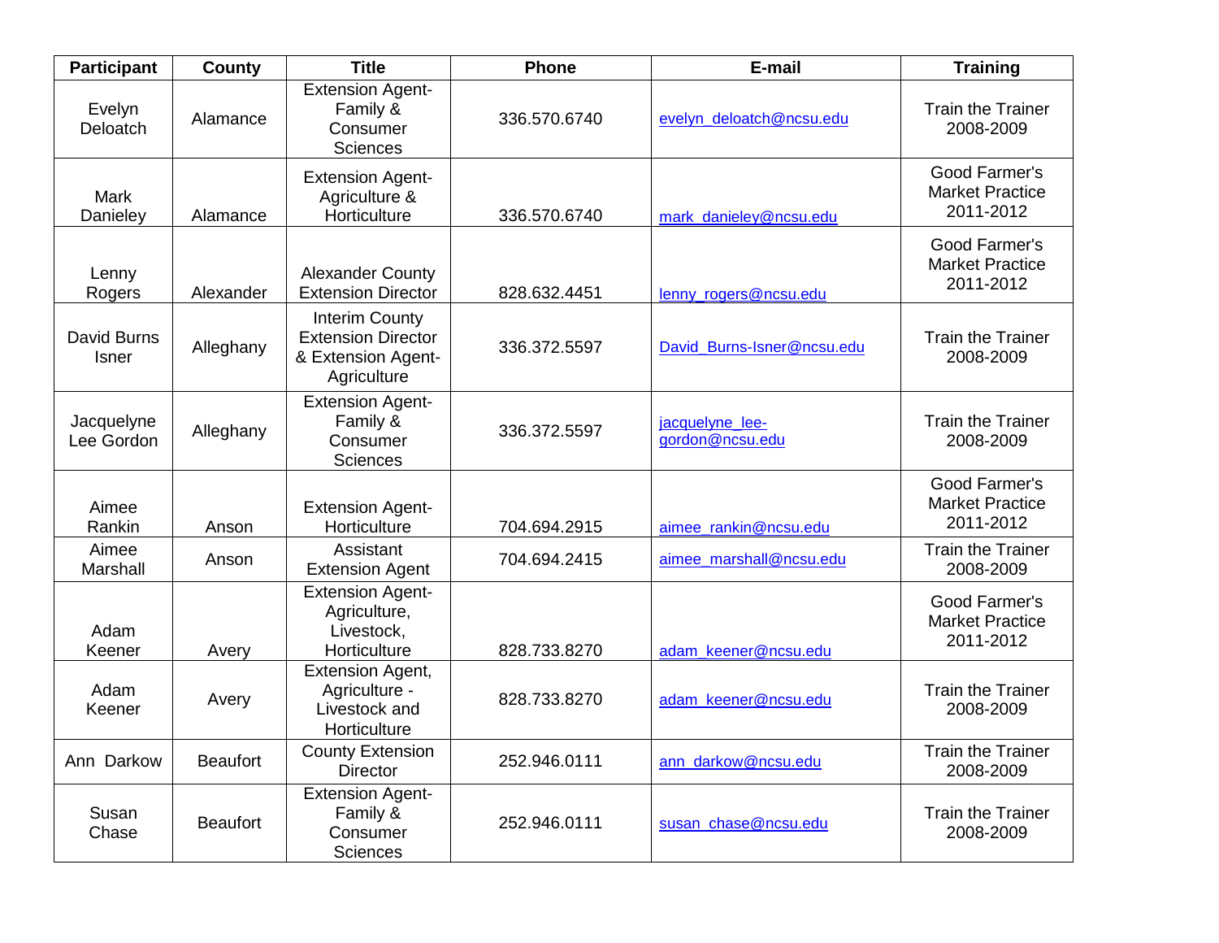| Participant | County | Title | Phone | E-mail | Training |
|---|---|---|---|---|---|
| Evelyn Deloatch | Alamance | Extension Agent-Family & Consumer Sciences | 336.570.6740 | evelyn_deloatch@ncsu.edu | Train the Trainer 2008-2009 |
| Mark Danieley | Alamance | Extension Agent-Agriculture & Horticulture | 336.570.6740 | mark_danieley@ncsu.edu | Good Farmer's Market Practice 2011-2012 |
| Lenny Rogers | Alexander | Alexander County Extension Director | 828.632.4451 | lenny_rogers@ncsu.edu | Good Farmer's Market Practice 2011-2012 |
| David Burns Isner | Alleghany | Interim County Extension Director & Extension Agent-Agriculture | 336.372.5597 | David_Burns-Isner@ncsu.edu | Train the Trainer 2008-2009 |
| Jacquelyne Lee Gordon | Alleghany | Extension Agent-Family & Consumer Sciences | 336.372.5597 | jacquelyne_lee-gordon@ncsu.edu | Train the Trainer 2008-2009 |
| Aimee Rankin | Anson | Extension Agent-Horticulture | 704.694.2915 | aimee_rankin@ncsu.edu | Good Farmer's Market Practice 2011-2012 |
| Aimee Marshall | Anson | Assistant Extension Agent | 704.694.2415 | aimee_marshall@ncsu.edu | Train the Trainer 2008-2009 |
| Adam Keener | Avery | Extension Agent-Agriculture, Livestock, Horticulture | 828.733.8270 | adam_keener@ncsu.edu | Good Farmer's Market Practice 2011-2012 |
| Adam Keener | Avery | Extension Agent, Agriculture - Livestock and Horticulture | 828.733.8270 | adam_keener@ncsu.edu | Train the Trainer 2008-2009 |
| Ann Darkow | Beaufort | County Extension Director | 252.946.0111 | ann_darkow@ncsu.edu | Train the Trainer 2008-2009 |
| Susan Chase | Beaufort | Extension Agent-Family & Consumer Sciences | 252.946.0111 | susan_chase@ncsu.edu | Train the Trainer 2008-2009 |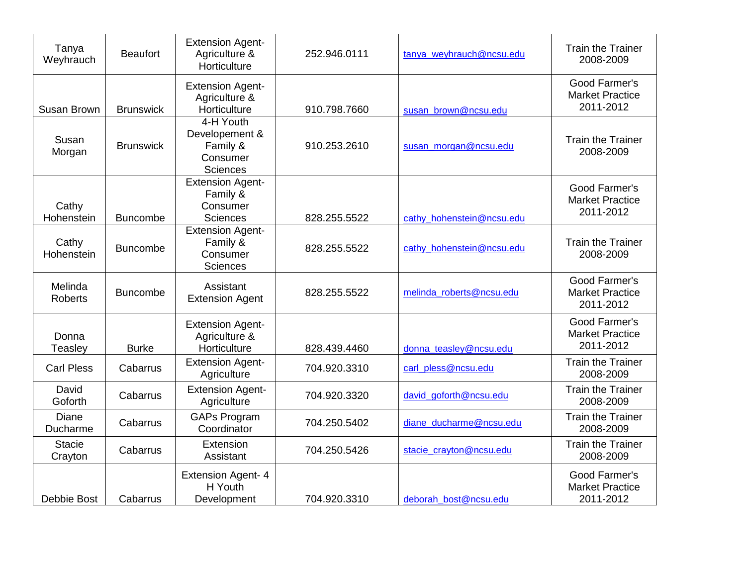| Tanya Weyhrauch | Beaufort | Extension Agent- Agriculture & Horticulture | 252.946.0111 | tanya_weyhrauch@ncsu.edu | Train the Trainer 2008-2009 |
|---|---|---|---|---|---|
| Susan Brown | Brunswick | Extension Agent- Agriculture & Horticulture | 910.798.7660 | susan_brown@ncsu.edu | Good Farmer's Market Practice 2011-2012 |
| Susan Morgan | Brunswick | 4-H Youth Developement & Family & Consumer Sciences | 910.253.2610 | susan_morgan@ncsu.edu | Train the Trainer 2008-2009 |
| Cathy Hohenstein | Buncombe | Extension Agent- Family & Consumer Sciences | 828.255.5522 | cathy_hohenstein@ncsu.edu | Good Farmer's Market Practice 2011-2012 |
| Cathy Hohenstein | Buncombe | Extension Agent- Family & Consumer Sciences | 828.255.5522 | cathy_hohenstein@ncsu.edu | Train the Trainer 2008-2009 |
| Melinda Roberts | Buncombe | Assistant Extension Agent | 828.255.5522 | melinda_roberts@ncsu.edu | Good Farmer's Market Practice 2011-2012 |
| Donna Teasley | Burke | Extension Agent- Agriculture & Horticulture | 828.439.4460 | donna_teasley@ncsu.edu | Good Farmer's Market Practice 2011-2012 |
| Carl Pless | Cabarrus | Extension Agent- Agriculture | 704.920.3310 | carl_pless@ncsu.edu | Train the Trainer 2008-2009 |
| David Goforth | Cabarrus | Extension Agent- Agriculture | 704.920.3320 | david_goforth@ncsu.edu | Train the Trainer 2008-2009 |
| Diane Ducharme | Cabarrus | GAPs Program Coordinator | 704.250.5402 | diane_ducharme@ncsu.edu | Train the Trainer 2008-2009 |
| Stacie Crayton | Cabarrus | Extension Assistant | 704.250.5426 | stacie_crayton@ncsu.edu | Train the Trainer 2008-2009 |
| Debbie Bost | Cabarrus | Extension Agent- 4 H Youth Development | 704.920.3310 | deborah_bost@ncsu.edu | Good Farmer's Market Practice 2011-2012 |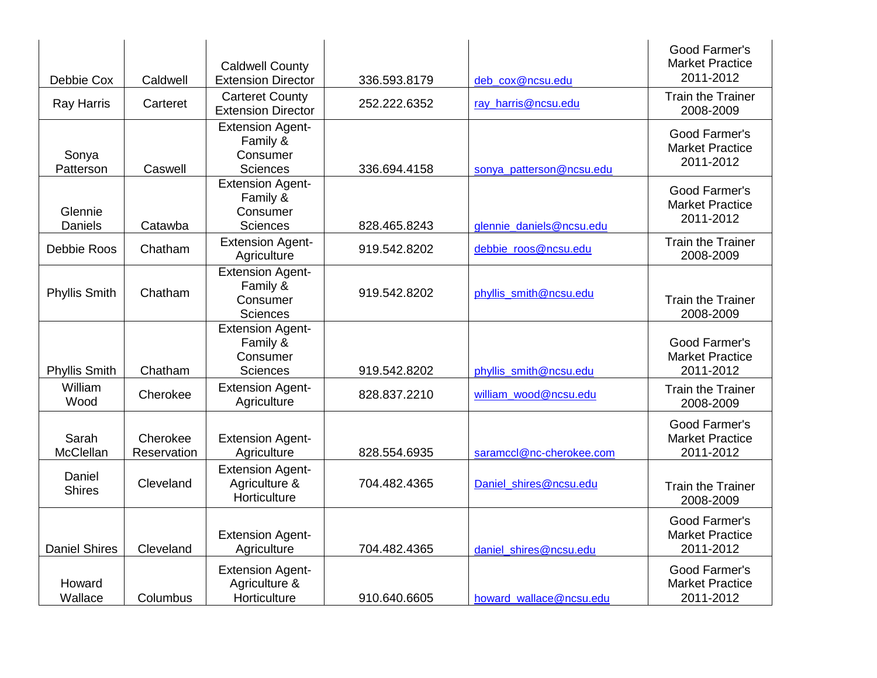| | | | | | |
|---|---|---|---|---|---|
| Debbie Cox | Caldwell | Caldwell County Extension Director | 336.593.8179 | deb_cox@ncsu.edu | Good Farmer's Market Practice 2011-2012 |
| Ray Harris | Carteret | Carteret County Extension Director | 252.222.6352 | ray_harris@ncsu.edu | Train the Trainer 2008-2009 |
| Sonya Patterson | Caswell | Extension Agent-Family & Consumer Sciences | 336.694.4158 | sonya_patterson@ncsu.edu | Good Farmer's Market Practice 2011-2012 |
| Glennie Daniels | Catawba | Extension Agent-Family & Consumer Sciences | 828.465.8243 | glennie_daniels@ncsu.edu | Good Farmer's Market Practice 2011-2012 |
| Debbie Roos | Chatham | Extension Agent-Agriculture | 919.542.8202 | debbie_roos@ncsu.edu | Train the Trainer 2008-2009 |
| Phyllis Smith | Chatham | Extension Agent-Family & Consumer Sciences | 919.542.8202 | phyllis_smith@ncsu.edu | Train the Trainer 2008-2009 |
| Phyllis Smith | Chatham | Extension Agent-Family & Consumer Sciences | 919.542.8202 | phyllis_smith@ncsu.edu | Good Farmer's Market Practice 2011-2012 |
| William Wood | Cherokee | Extension Agent-Agriculture | 828.837.2210 | william_wood@ncsu.edu | Train the Trainer 2008-2009 |
| Sarah McClellan | Cherokee Reservation | Extension Agent-Agriculture | 828.554.6935 | saramccl@nc-cherokee.com | Good Farmer's Market Practice 2011-2012 |
| Daniel Shires | Cleveland | Extension Agent-Agriculture & Horticulture | 704.482.4365 | Daniel_shires@ncsu.edu | Train the Trainer 2008-2009 |
| Daniel Shires | Cleveland | Extension Agent-Agriculture | 704.482.4365 | daniel_shires@ncsu.edu | Good Farmer's Market Practice 2011-2012 |
| Howard Wallace | Columbus | Extension Agent-Agriculture & Horticulture | 910.640.6605 | howard_wallace@ncsu.edu | Good Farmer's Market Practice 2011-2012 |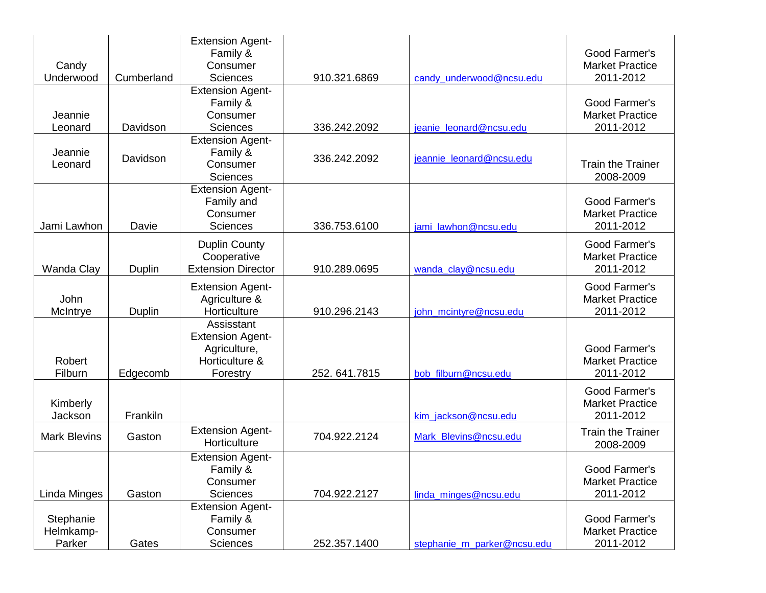| | | | | | |
|---|---|---|---|---|---|
| Candy Underwood | Cumberland | Extension Agent- Family & Consumer Sciences | 910.321.6869 | candy_underwood@ncsu.edu | Good Farmer's Market Practice 2011-2012 |
| Jeannie Leonard | Davidson | Extension Agent- Family & Consumer Sciences | 336.242.2092 | jeanie_leonard@ncsu.edu | Good Farmer's Market Practice 2011-2012 |
| Jeannie Leonard | Davidson | Extension Agent- Family & Consumer Sciences | 336.242.2092 | jeannie_leonard@ncsu.edu | Train the Trainer 2008-2009 |
| Jami Lawhon | Davie | Extension Agent- Family and Consumer Sciences | 336.753.6100 | jami_lawhon@ncsu.edu | Good Farmer's Market Practice 2011-2012 |
| Wanda Clay | Duplin | Duplin County Cooperative Extension Director | 910.289.0695 | wanda_clay@ncsu.edu | Good Farmer's Market Practice 2011-2012 |
| John McIntrye | Duplin | Extension Agent- Agriculture & Horticulture | 910.296.2143 | john_mcintyre@ncsu.edu | Good Farmer's Market Practice 2011-2012 |
| Robert Filburn | Edgecomb | Assisstant Extension Agent- Agriculture, Horticulture & Forestry | 252. 641.7815 | bob_filburn@ncsu.edu | Good Farmer's Market Practice 2011-2012 |
| Kimberly Jackson | Frankiln | | | kim_jackson@ncsu.edu | Good Farmer's Market Practice 2011-2012 |
| Mark Blevins | Gaston | Extension Agent- Horticulture | 704.922.2124 | Mark_Blevins@ncsu.edu | Train the Trainer 2008-2009 |
| Linda Minges | Gaston | Extension Agent- Family & Consumer Sciences | 704.922.2127 | linda_minges@ncsu.edu | Good Farmer's Market Practice 2011-2012 |
| Stephanie Helmkamp-Parker | Gates | Extension Agent- Family & Consumer Sciences | 252.357.1400 | stephanie_m_parker@ncsu.edu | Good Farmer's Market Practice 2011-2012 |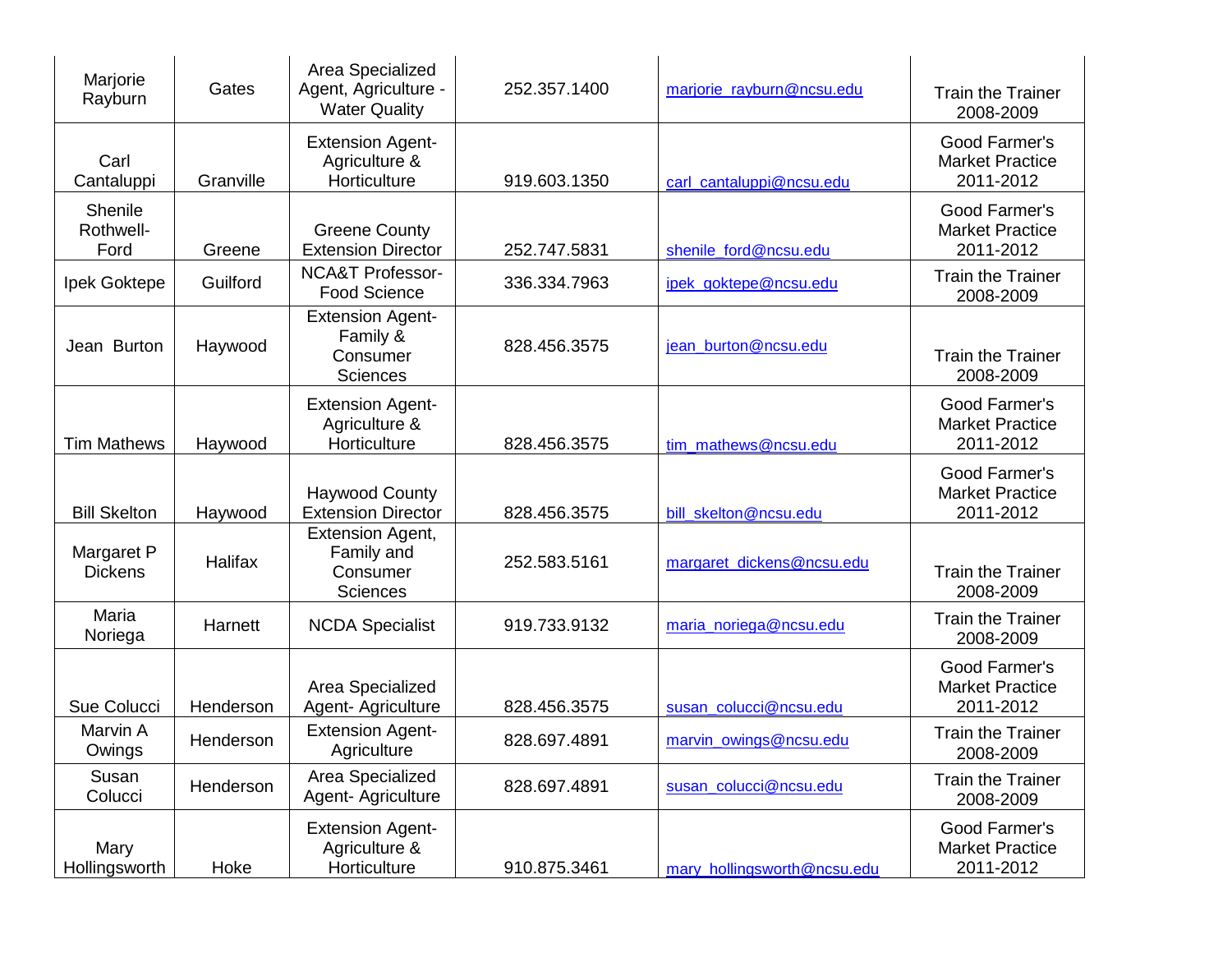| Marjorie Rayburn | Gates | Area Specialized Agent, Agriculture - Water Quality | 252.357.1400 | marjorie_rayburn@ncsu.edu | Train the Trainer 2008-2009 |
|---|---|---|---|---|---|
| Carl Cantaluppi | Granville | Extension Agent- Agriculture & Horticulture | 919.603.1350 | carl_cantaluppi@ncsu.edu | Good Farmer's Market Practice 2011-2012 |
| Shenile Rothwell-Ford | Greene | Greene County Extension Director | 252.747.5831 | shenile_ford@ncsu.edu | Good Farmer's Market Practice 2011-2012 |
| Ipek Goktepe | Guilford | NCA&T Professor- Food Science | 336.334.7963 | ipek_goktepe@ncsu.edu | Train the Trainer 2008-2009 |
| Jean Burton | Haywood | Extension Agent- Family & Consumer Sciences | 828.456.3575 | jean_burton@ncsu.edu | Train the Trainer 2008-2009 |
| Tim Mathews | Haywood | Extension Agent- Agriculture & Horticulture | 828.456.3575 | tim_mathews@ncsu.edu | Good Farmer's Market Practice 2011-2012 |
| Bill Skelton | Haywood | Haywood County Extension Director | 828.456.3575 | bill_skelton@ncsu.edu | Good Farmer's Market Practice 2011-2012 |
| Margaret P Dickens | Halifax | Extension Agent, Family and Consumer Sciences | 252.583.5161 | margaret_dickens@ncsu.edu | Train the Trainer 2008-2009 |
| Maria Noriega | Harnett | NCDA Specialist | 919.733.9132 | maria_noriega@ncsu.edu | Train the Trainer 2008-2009 |
| Sue Colucci | Henderson | Area Specialized Agent- Agriculture | 828.456.3575 | susan_colucci@ncsu.edu | Good Farmer's Market Practice 2011-2012 |
| Marvin A Owings | Henderson | Extension Agent- Agriculture | 828.697.4891 | marvin_owings@ncsu.edu | Train the Trainer 2008-2009 |
| Susan Colucci | Henderson | Area Specialized Agent- Agriculture | 828.697.4891 | susan_colucci@ncsu.edu | Train the Trainer 2008-2009 |
| Mary Hollingsworth | Hoke | Extension Agent- Agriculture & Horticulture | 910.875.3461 | mary_hollingsworth@ncsu.edu | Good Farmer's Market Practice 2011-2012 |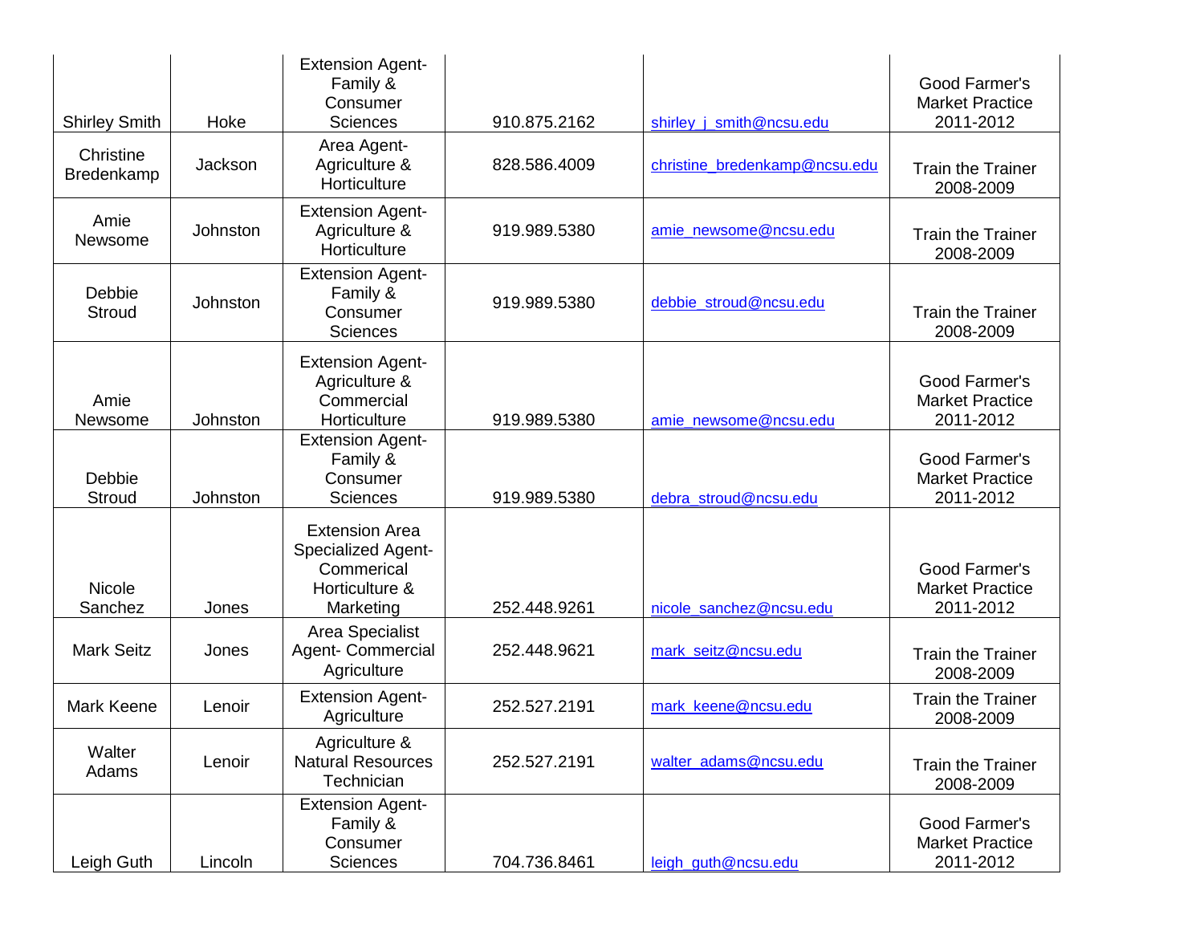| | | | | | |
|---|---|---|---|---|---|
| Shirley Smith | Hoke | Extension Agent- Family & Consumer Sciences | 910.875.2162 | shirley_j_smith@ncsu.edu | Good Farmer's Market Practice 2011-2012 |
| Christine Bredenkamp | Jackson | Area Agent- Agriculture & Horticulture | 828.586.4009 | christine_bredenkamp@ncsu.edu | Train the Trainer 2008-2009 |
| Amie Newsome | Johnston | Extension Agent- Agriculture & Horticulture | 919.989.5380 | amie_newsome@ncsu.edu | Train the Trainer 2008-2009 |
| Debbie Stroud | Johnston | Extension Agent- Family & Consumer Sciences | 919.989.5380 | debbie_stroud@ncsu.edu | Train the Trainer 2008-2009 |
| Amie Newsome | Johnston | Extension Agent- Agriculture & Commercial Horticulture | 919.989.5380 | amie_newsome@ncsu.edu | Good Farmer's Market Practice 2011-2012 |
| Debbie Stroud | Johnston | Extension Agent- Family & Consumer Sciences | 919.989.5380 | debra_stroud@ncsu.edu | Good Farmer's Market Practice 2011-2012 |
| Nicole Sanchez | Jones | Extension Area Specialized Agent- Commerical Horticulture & Marketing | 252.448.9261 | nicole_sanchez@ncsu.edu | Good Farmer's Market Practice 2011-2012 |
| Mark Seitz | Jones | Area Specialist Agent- Commercial Agriculture | 252.448.9621 | mark_seitz@ncsu.edu | Train the Trainer 2008-2009 |
| Mark Keene | Lenoir | Extension Agent- Agriculture | 252.527.2191 | mark_keene@ncsu.edu | Train the Trainer 2008-2009 |
| Walter Adams | Lenoir | Agriculture & Natural Resources Technician | 252.527.2191 | walter_adams@ncsu.edu | Train the Trainer 2008-2009 |
| Leigh Guth | Lincoln | Extension Agent- Family & Consumer Sciences | 704.736.8461 | leigh_guth@ncsu.edu | Good Farmer's Market Practice 2011-2012 |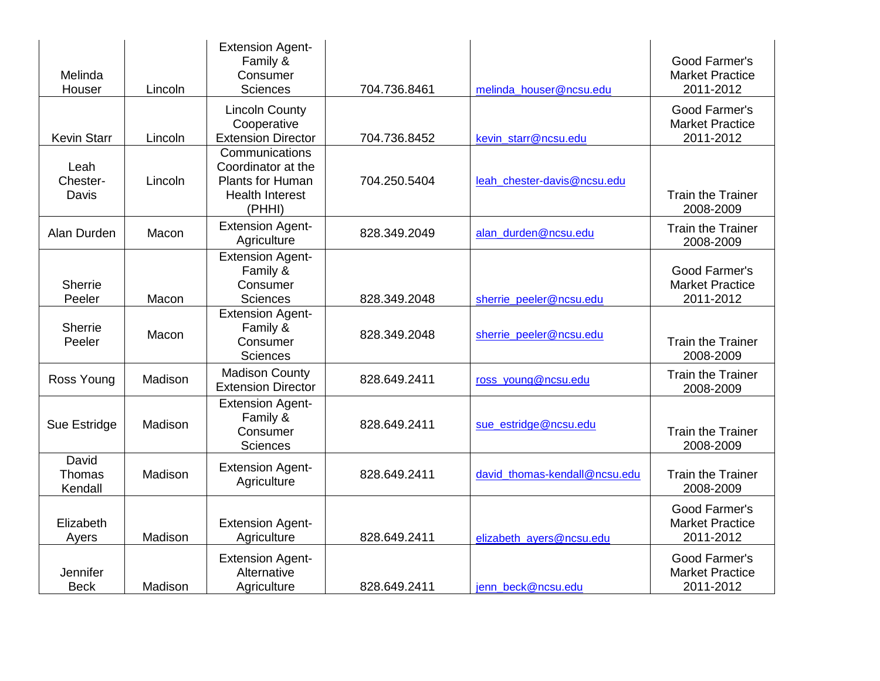| Melinda Houser | Lincoln | Extension Agent-Family & Consumer Sciences | 704.736.8461 | melinda_houser@ncsu.edu | Good Farmer's Market Practice 2011-2012 |
|---|---|---|---|---|---|
| Kevin Starr | Lincoln | Lincoln County Cooperative Extension Director | 704.736.8452 | kevin_starr@ncsu.edu | Good Farmer's Market Practice 2011-2012 |
| Leah Chester-Davis | Lincoln | Communications Coordinator at the Plants for Human Health Interest (PHHI) | 704.250.5404 | leah_chester-davis@ncsu.edu | Train the Trainer 2008-2009 |
| Alan Durden | Macon | Extension Agent-Agriculture | 828.349.2049 | alan_durden@ncsu.edu | Train the Trainer 2008-2009 |
| Sherrie Peeler | Macon | Extension Agent-Family & Consumer Sciences | 828.349.2048 | sherrie_peeler@ncsu.edu | Good Farmer's Market Practice 2011-2012 |
| Sherrie Peeler | Macon | Extension Agent-Family & Consumer Sciences | 828.349.2048 | sherrie_peeler@ncsu.edu | Train the Trainer 2008-2009 |
| Ross Young | Madison | Madison County Extension Director | 828.649.2411 | ross_young@ncsu.edu | Train the Trainer 2008-2009 |
| Sue Estridge | Madison | Extension Agent-Family & Consumer Sciences | 828.649.2411 | sue_estridge@ncsu.edu | Train the Trainer 2008-2009 |
| David Thomas Kendall | Madison | Extension Agent-Agriculture | 828.649.2411 | david_thomas-kendall@ncsu.edu | Train the Trainer 2008-2009 |
| Elizabeth Ayers | Madison | Extension Agent-Agriculture | 828.649.2411 | elizabeth_ayers@ncsu.edu | Good Farmer's Market Practice 2011-2012 |
| Jennifer Beck | Madison | Extension Agent-Alternative Agriculture | 828.649.2411 | jenn_beck@ncsu.edu | Good Farmer's Market Practice 2011-2012 |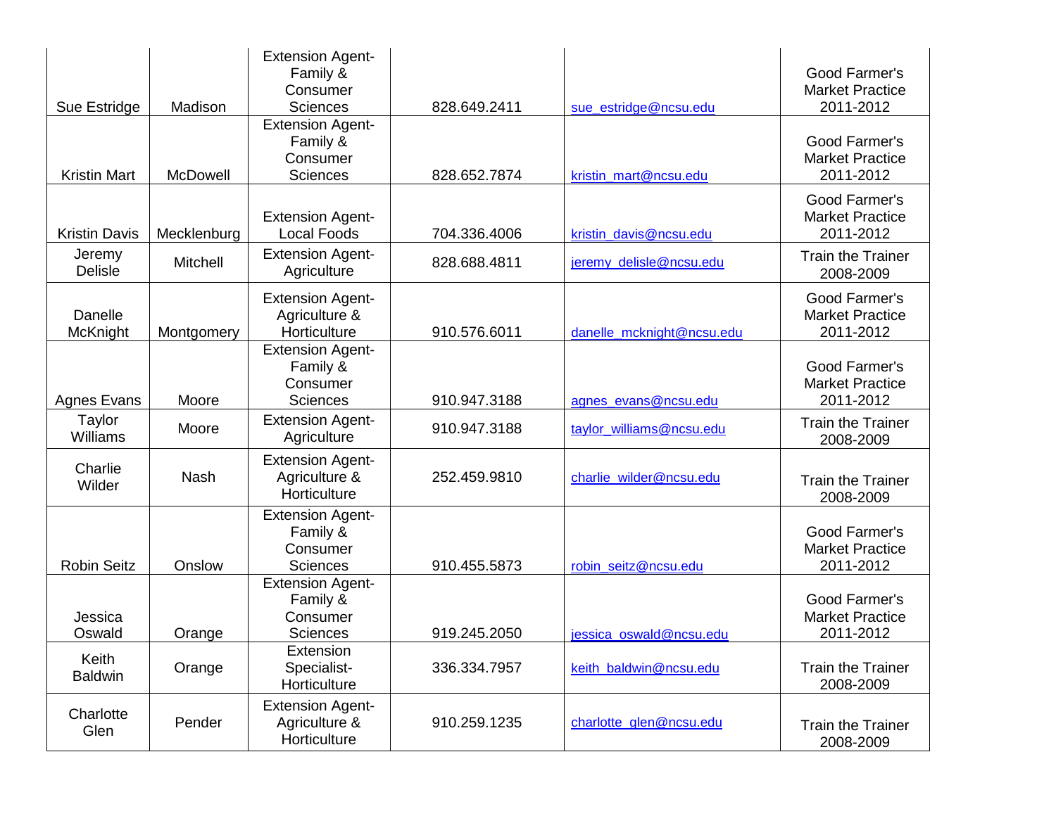| Sue Estridge | Madison | Extension Agent-Family & Consumer Sciences | 828.649.2411 | sue_estridge@ncsu.edu | Good Farmer's Market Practice 2011-2012 |
|---|---|---|---|---|---|
| Kristin Mart | McDowell | Extension Agent-Family & Consumer Sciences | 828.652.7874 | kristin_mart@ncsu.edu | Good Farmer's Market Practice 2011-2012 |
| Kristin Davis | Mecklenburg | Extension Agent-Local Foods | 704.336.4006 | kristin_davis@ncsu.edu | Good Farmer's Market Practice 2011-2012 |
| Jeremy Delisle | Mitchell | Extension Agent-Agriculture | 828.688.4811 | jeremy_delisle@ncsu.edu | Train the Trainer 2008-2009 |
| Danelle McKnight | Montgomery | Extension Agent-Agriculture & Horticulture | 910.576.6011 | danelle_mcknight@ncsu.edu | Good Farmer's Market Practice 2011-2012 |
| Agnes Evans | Moore | Extension Agent-Family & Consumer Sciences | 910.947.3188 | agnes_evans@ncsu.edu | Good Farmer's Market Practice 2011-2012 |
| Taylor Williams | Moore | Extension Agent-Agriculture | 910.947.3188 | taylor_williams@ncsu.edu | Train the Trainer 2008-2009 |
| Charlie Wilder | Nash | Extension Agent-Agriculture & Horticulture | 252.459.9810 | charlie_wilder@ncsu.edu | Train the Trainer 2008-2009 |
| Robin Seitz | Onslow | Extension Agent-Family & Consumer Sciences | 910.455.5873 | robin_seitz@ncsu.edu | Good Farmer's Market Practice 2011-2012 |
| Jessica Oswald | Orange | Extension Agent-Family & Consumer Sciences | 919.245.2050 | jessica_oswald@ncsu.edu | Good Farmer's Market Practice 2011-2012 |
| Keith Baldwin | Orange | Extension Specialist-Horticulture | 336.334.7957 | keith_baldwin@ncsu.edu | Train the Trainer 2008-2009 |
| Charlotte Glen | Pender | Extension Agent-Agriculture & Horticulture | 910.259.1235 | charlotte_glen@ncsu.edu | Train the Trainer 2008-2009 |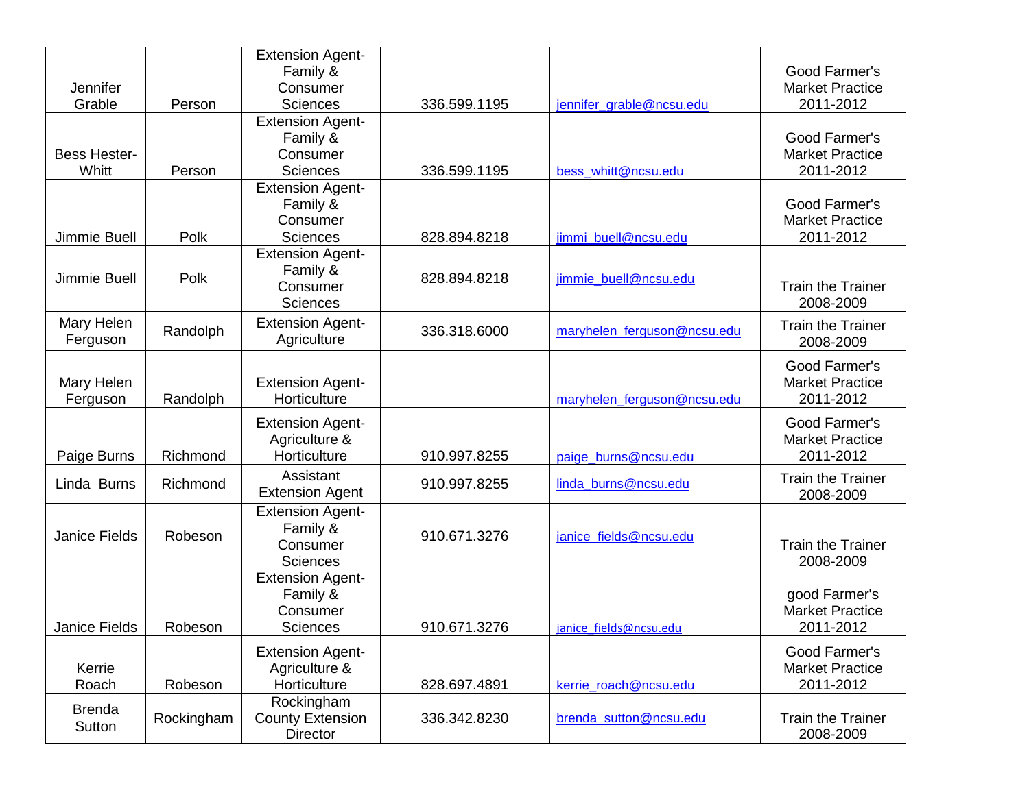| | | | | | |
|---|---|---|---|---|---|
| Jennifer Grable | Person | Extension Agent-Family & Consumer Sciences | 336.599.1195 | jennifer_grable@ncsu.edu | Good Farmer's Market Practice 2011-2012 |
| Bess Hester-Whitt | Person | Extension Agent-Family & Consumer Sciences | 336.599.1195 | bess_whitt@ncsu.edu | Good Farmer's Market Practice 2011-2012 |
| Jimmie Buell | Polk | Extension Agent-Family & Consumer Sciences | 828.894.8218 | jimmi_buell@ncsu.edu | Good Farmer's Market Practice 2011-2012 |
| Jimmie Buell | Polk | Extension Agent-Family & Consumer Sciences | 828.894.8218 | jimmie_buell@ncsu.edu | Train the Trainer 2008-2009 |
| Mary Helen Ferguson | Randolph | Extension Agent-Agriculture | 336.318.6000 | maryhelen_ferguson@ncsu.edu | Train the Trainer 2008-2009 |
| Mary Helen Ferguson | Randolph | Extension Agent-Horticulture | | maryhelen_ferguson@ncsu.edu | Good Farmer's Market Practice 2011-2012 |
| Paige Burns | Richmond | Extension Agent-Agriculture & Horticulture | 910.997.8255 | paige_burns@ncsu.edu | Good Farmer's Market Practice 2011-2012 |
| Linda Burns | Richmond | Assistant Extension Agent | 910.997.8255 | linda_burns@ncsu.edu | Train the Trainer 2008-2009 |
| Janice Fields | Robeson | Extension Agent-Family & Consumer Sciences | 910.671.3276 | janice_fields@ncsu.edu | Train the Trainer 2008-2009 |
| Janice Fields | Robeson | Extension Agent-Family & Consumer Sciences | 910.671.3276 | janice_fields@ncsu.edu | good Farmer's Market Practice 2011-2012 |
| Kerrie Roach | Robeson | Extension Agent-Agriculture & Horticulture | 828.697.4891 | kerrie_roach@ncsu.edu | Good Farmer's Market Practice 2011-2012 |
| Brenda Sutton | Rockingham | Rockingham County Extension Director | 336.342.8230 | brenda_sutton@ncsu.edu | Train the Trainer 2008-2009 |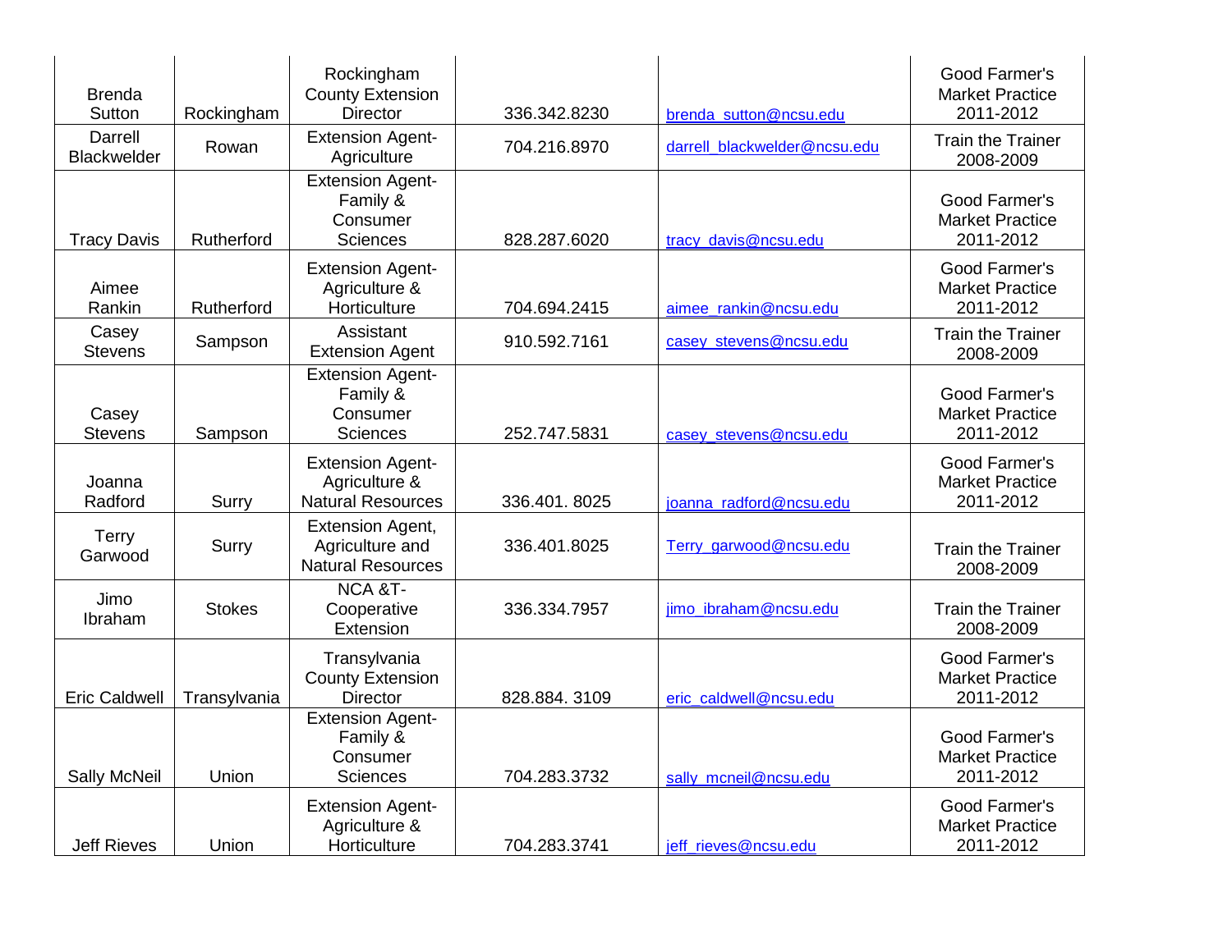| | | | | | |
|---|---|---|---|---|---|
| Brenda Sutton | Rockingham | Rockingham County Extension Director | 336.342.8230 | brenda_sutton@ncsu.edu | Good Farmer's Market Practice 2011-2012 |
| Darrell Blackwelder | Rowan | Extension Agent-Agriculture | 704.216.8970 | darrell_blackwelder@ncsu.edu | Train the Trainer 2008-2009 |
| Tracy Davis | Rutherford | Extension Agent-Family & Consumer Sciences | 828.287.6020 | tracy_davis@ncsu.edu | Good Farmer's Market Practice 2011-2012 |
| Aimee Rankin | Rutherford | Extension Agent-Agriculture & Horticulture | 704.694.2415 | aimee_rankin@ncsu.edu | Good Farmer's Market Practice 2011-2012 |
| Casey Stevens | Sampson | Assistant Extension Agent | 910.592.7161 | casey_stevens@ncsu.edu | Train the Trainer 2008-2009 |
| Casey Stevens | Sampson | Extension Agent-Family & Consumer Sciences | 252.747.5831 | casey_stevens@ncsu.edu | Good Farmer's Market Practice 2011-2012 |
| Joanna Radford | Surry | Extension Agent-Agriculture & Natural Resources | 336.401. 8025 | joanna_radford@ncsu.edu | Good Farmer's Market Practice 2011-2012 |
| Terry Garwood | Surry | Extension Agent, Agriculture and Natural Resources | 336.401.8025 | Terry_garwood@ncsu.edu | Train the Trainer 2008-2009 |
| Jimo Ibraham | Stokes | NCA &T-Cooperative Extension | 336.334.7957 | jimo_ibraham@ncsu.edu | Train the Trainer 2008-2009 |
| Eric Caldwell | Transylvania | Transylvania County Extension Director | 828.884. 3109 | eric_caldwell@ncsu.edu | Good Farmer's Market Practice 2011-2012 |
| Sally McNeil | Union | Extension Agent-Family & Consumer Sciences | 704.283.3732 | sally_mcneil@ncsu.edu | Good Farmer's Market Practice 2011-2012 |
| Jeff Rieves | Union | Extension Agent-Agriculture & Horticulture | 704.283.3741 | jeff_rieves@ncsu.edu | Good Farmer's Market Practice 2011-2012 |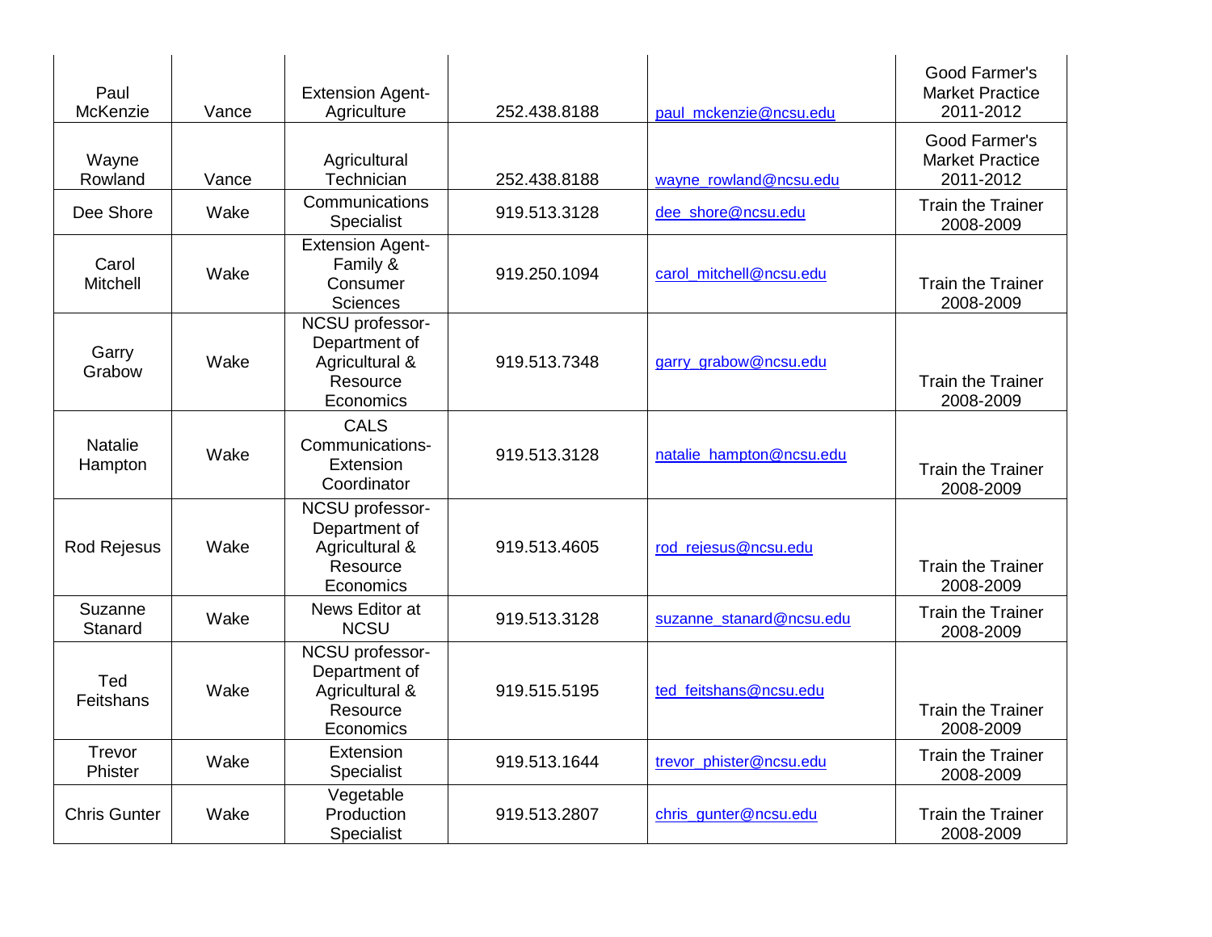| Paul McKenzie | Vance | Extension Agent-Agriculture | 252.438.8188 | paul_mckenzie@ncsu.edu | Good Farmer's Market Practice 2011-2012 |
|---|---|---|---|---|---|
| Wayne Rowland | Vance | Agricultural Technician | 252.438.8188 | wayne_rowland@ncsu.edu | Good Farmer's Market Practice 2011-2012 |
| Dee Shore | Wake | Communications Specialist | 919.513.3128 | dee_shore@ncsu.edu | Train the Trainer 2008-2009 |
| Carol Mitchell | Wake | Extension Agent-Family & Consumer Sciences | 919.250.1094 | carol_mitchell@ncsu.edu | Train the Trainer 2008-2009 |
| Garry Grabow | Wake | NCSU professor-Department of Agricultural & Resource Economics | 919.513.7348 | garry_grabow@ncsu.edu | Train the Trainer 2008-2009 |
| Natalie Hampton | Wake | CALS Communications-Extension Coordinator | 919.513.3128 | natalie_hampton@ncsu.edu | Train the Trainer 2008-2009 |
| Rod Rejesus | Wake | NCSU professor-Department of Agricultural & Resource Economics | 919.513.4605 | rod_rejesus@ncsu.edu | Train the Trainer 2008-2009 |
| Suzanne Stanard | Wake | News Editor at NCSU | 919.513.3128 | suzanne_stanard@ncsu.edu | Train the Trainer 2008-2009 |
| Ted Feitshans | Wake | NCSU professor-Department of Agricultural & Resource Economics | 919.515.5195 | ted_feitshans@ncsu.edu | Train the Trainer 2008-2009 |
| Trevor Phister | Wake | Extension Specialist | 919.513.1644 | trevor_phister@ncsu.edu | Train the Trainer 2008-2009 |
| Chris Gunter | Wake | Vegetable Production Specialist | 919.513.2807 | chris_gunter@ncsu.edu | Train the Trainer 2008-2009 |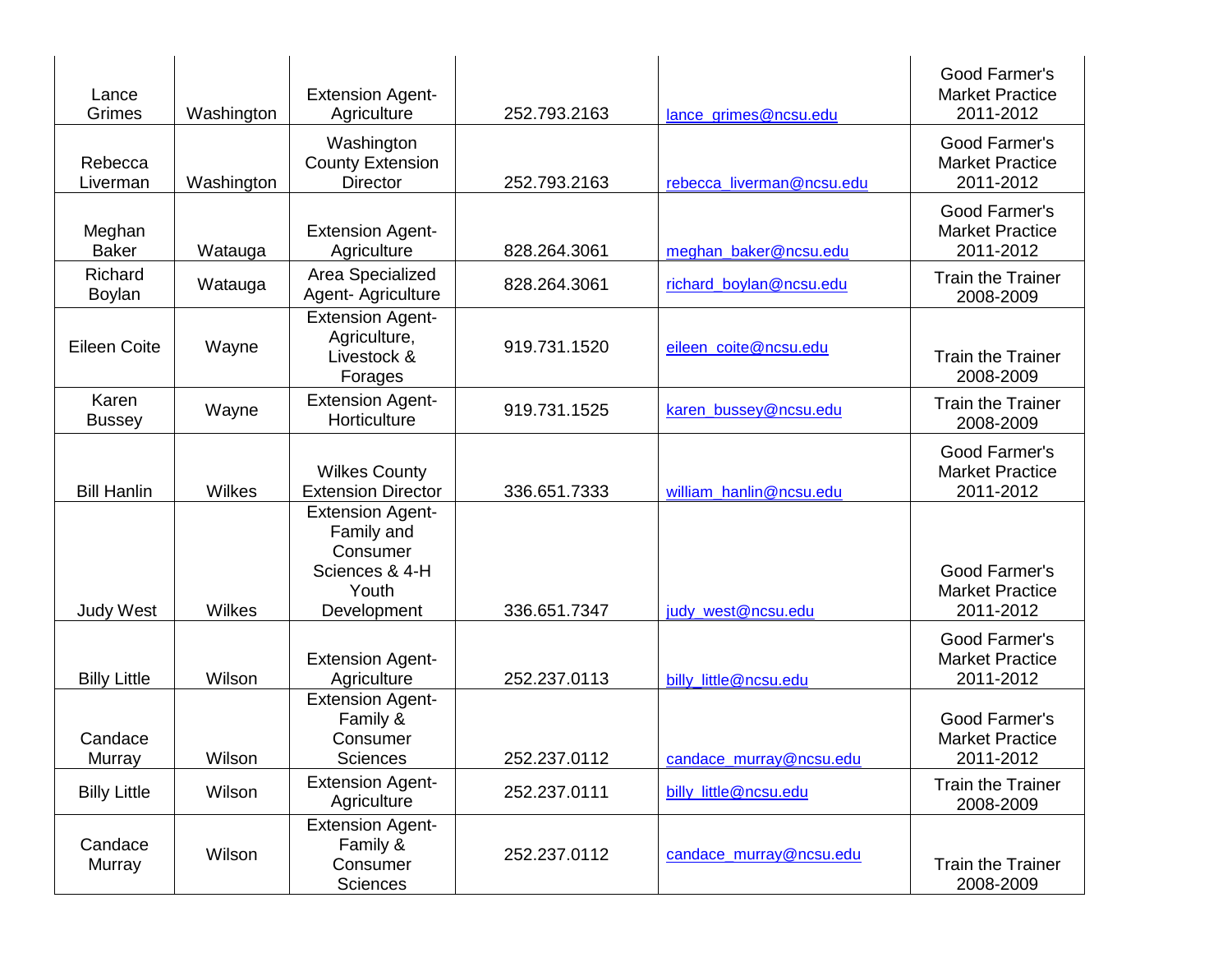| | | | | | |
|---|---|---|---|---|---|
| Lance Grimes | Washington | Extension Agent- Agriculture | 252.793.2163 | lance_grimes@ncsu.edu | Good Farmer's Market Practice 2011-2012 |
| Rebecca Liverman | Washington | Washington County Extension Director | 252.793.2163 | rebecca_liverman@ncsu.edu | Good Farmer's Market Practice 2011-2012 |
| Meghan Baker | Watauga | Extension Agent- Agriculture | 828.264.3061 | meghan_baker@ncsu.edu | Good Farmer's Market Practice 2011-2012 |
| Richard Boylan | Watauga | Area Specialized Agent- Agriculture | 828.264.3061 | richard_boylan@ncsu.edu | Train the Trainer 2008-2009 |
| Eileen Coite | Wayne | Extension Agent- Agriculture, Livestock & Forages | 919.731.1520 | eileen_coite@ncsu.edu | Train the Trainer 2008-2009 |
| Karen Bussey | Wayne | Extension Agent- Horticulture | 919.731.1525 | karen_bussey@ncsu.edu | Train the Trainer 2008-2009 |
| Bill Hanlin | Wilkes | Wilkes County Extension Director | 336.651.7333 | william_hanlin@ncsu.edu | Good Farmer's Market Practice 2011-2012 |
| Judy West | Wilkes | Extension Agent- Family and Consumer Sciences & 4-H Youth Development | 336.651.7347 | judy_west@ncsu.edu | Good Farmer's Market Practice 2011-2012 |
| Billy Little | Wilson | Extension Agent- Agriculture | 252.237.0113 | billy_little@ncsu.edu | Good Farmer's Market Practice 2011-2012 |
| Candace Murray | Wilson | Extension Agent- Family & Consumer Sciences | 252.237.0112 | candace_murray@ncsu.edu | Good Farmer's Market Practice 2011-2012 |
| Billy Little | Wilson | Extension Agent- Agriculture | 252.237.0111 | billy_little@ncsu.edu | Train the Trainer 2008-2009 |
| Candace Murray | Wilson | Extension Agent- Family & Consumer Sciences | 252.237.0112 | candace_murray@ncsu.edu | Train the Trainer 2008-2009 |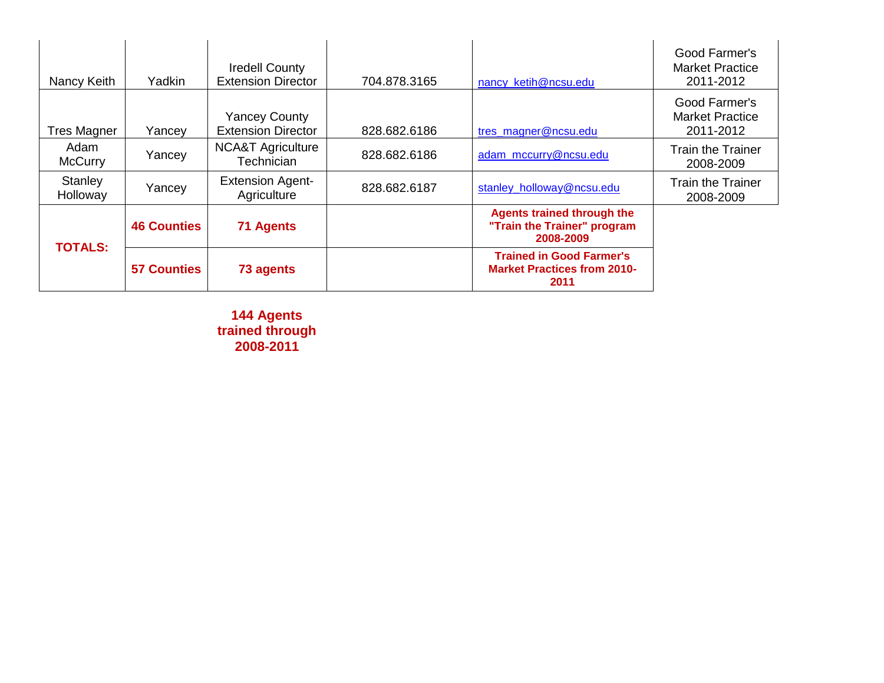| | | | | | |
|---|---|---|---|---|---|
| Nancy Keith | Yadkin | Iredell County Extension Director | 704.878.3165 | nancy_ketih@ncsu.edu | Good Farmer's Market Practice 2011-2012 |
| Tres Magner | Yancey | Yancey County Extension Director | 828.682.6186 | tres_magner@ncsu.edu | Good Farmer's Market Practice 2011-2012 |
| Adam McCurry | Yancey | NCA&T Agriculture Technician | 828.682.6186 | adam_mccurry@ncsu.edu | Train the Trainer 2008-2009 |
| Stanley Holloway | Yancey | Extension Agent-Agriculture | 828.682.6187 | stanley_holloway@ncsu.edu | Train the Trainer 2008-2009 |
| **TOTALS:** | **46 Counties** | **71 Agents** | | **Agents trained through the "Train the Trainer" program 2008-2009** | |
| | **57 Counties** | **73 agents** | | **Trained in Good Farmer's Market Practices from 2010-2011** | |

**144 Agents trained through 2008-2011**